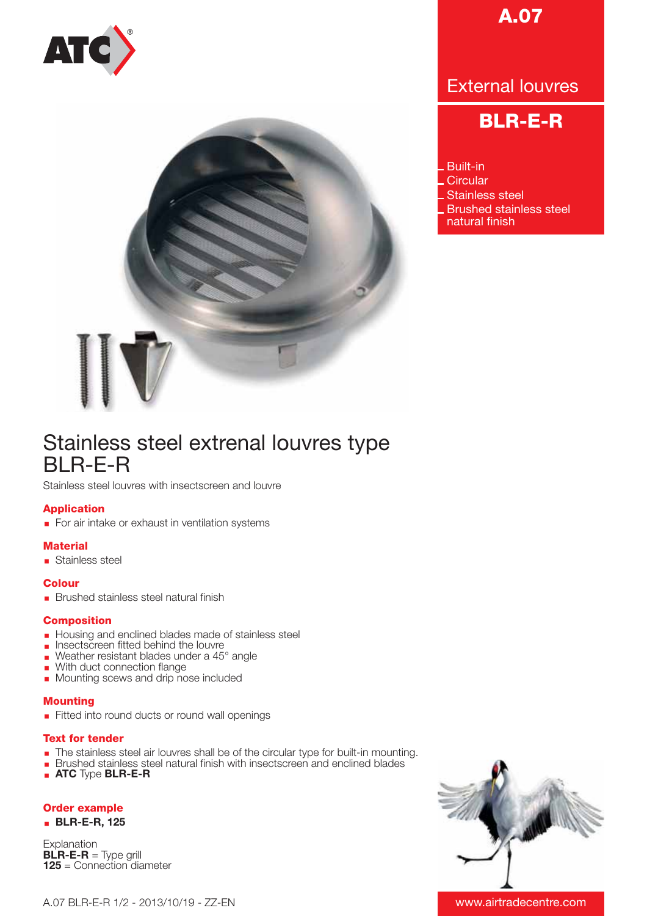A.07

External louvres

## BLR-E-R

- Built-in
- Circular
- Stainless steel
- Brushed stainless steel natural finish

# Stainless steel extrenal louvres type BLR-E-R

Stainless steel louvres with insectscreen and louvre

### Application

- For air intake or exhaust in ventilation systems

### Material

- Stainless steel

### Colour

- Brushed stainless steel natural finish

### Composition

- Housing and enclined blades made of stainless steel
- Insectscreen fitted behind the louvre
- Weather resistant blades under a 45° angle
- With duct connection flange
- Mounting scews and drip nose included

### Mounting

- Fitted into round ducts or round wall openings

### Text for tender

- The stainless steel air louvres shall be of the circular type for built-in mounting.
- Brushed stainless steel natural finish with insectscreen and enclined blades
- **ATC** Type **BLR-E-R**

### Order example

- **BLR-E-R, 125**

Explanation
**BLR-E-R** = Type grill
**125** = Connection diameter

www.airtradecentre.com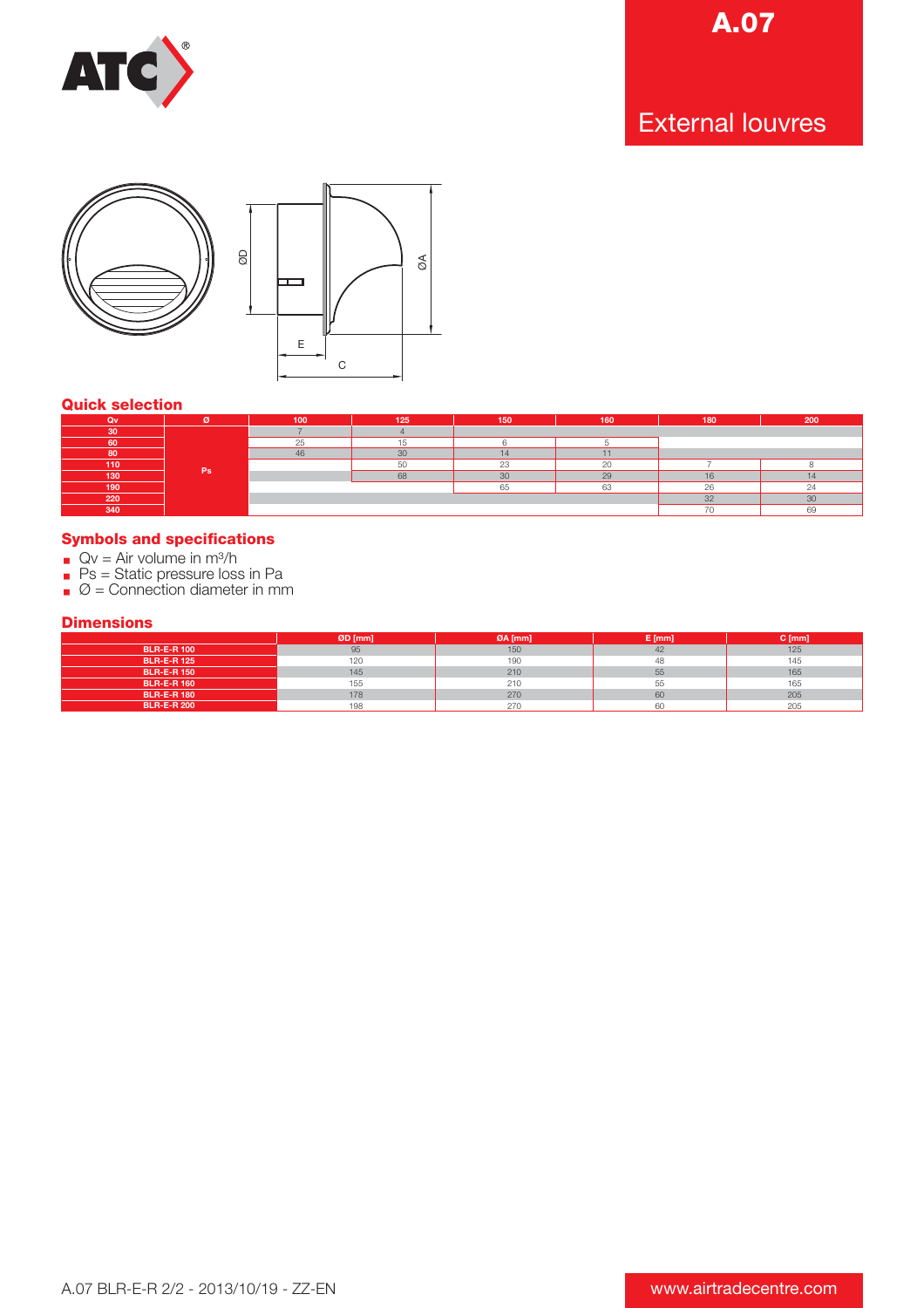# A.07

## External louvres

ØD

ØA

E

C

### Quick selection

| Qv | Ø | 100 | 125 | 150 | 160 | 180 | 200 |
|---|---|---|---|---|---|---|---|
| 30 | | 7 | 4 | | | | |
| 60 | | 25 | 15 | 6 | 5 | | |
| 80 | | 46 | 30 | 14 | 11 | | |
| 110 | Ps | | 50 | 23 | 20 | 7 | 8 |
| 130 | | | 68 | 30 | 29 | 16 | 14 |
| 190 | | | | 65 | 63 | 26 | 24 |
| 220 | | | | | | 32 | 30 |
| 340 | | | | | | 70 | 69 |

### Symbols and specifications

- Qv = Air volume in m³/h
- Ps = Static pressure loss in Pa
- Ø = Connection diameter in mm

### Dimensions

| | ØD [mm] | ØA [mm] | E [mm] | C [mm] |
|---|---|---|---|---|
| BLR-E-R 100 | 95 | 150 | 42 | 125 |
| BLR-E-R 125 | 120 | 190 | 48 | 145 |
| BLR-E-R 150 | 145 | 210 | 55 | 165 |
| BLR-E-R 160 | 155 | 210 | 55 | 165 |
| BLR-E-R 180 | 178 | 270 | 60 | 205 |
| BLR-E-R 200 | 198 | 270 | 60 | 205 |